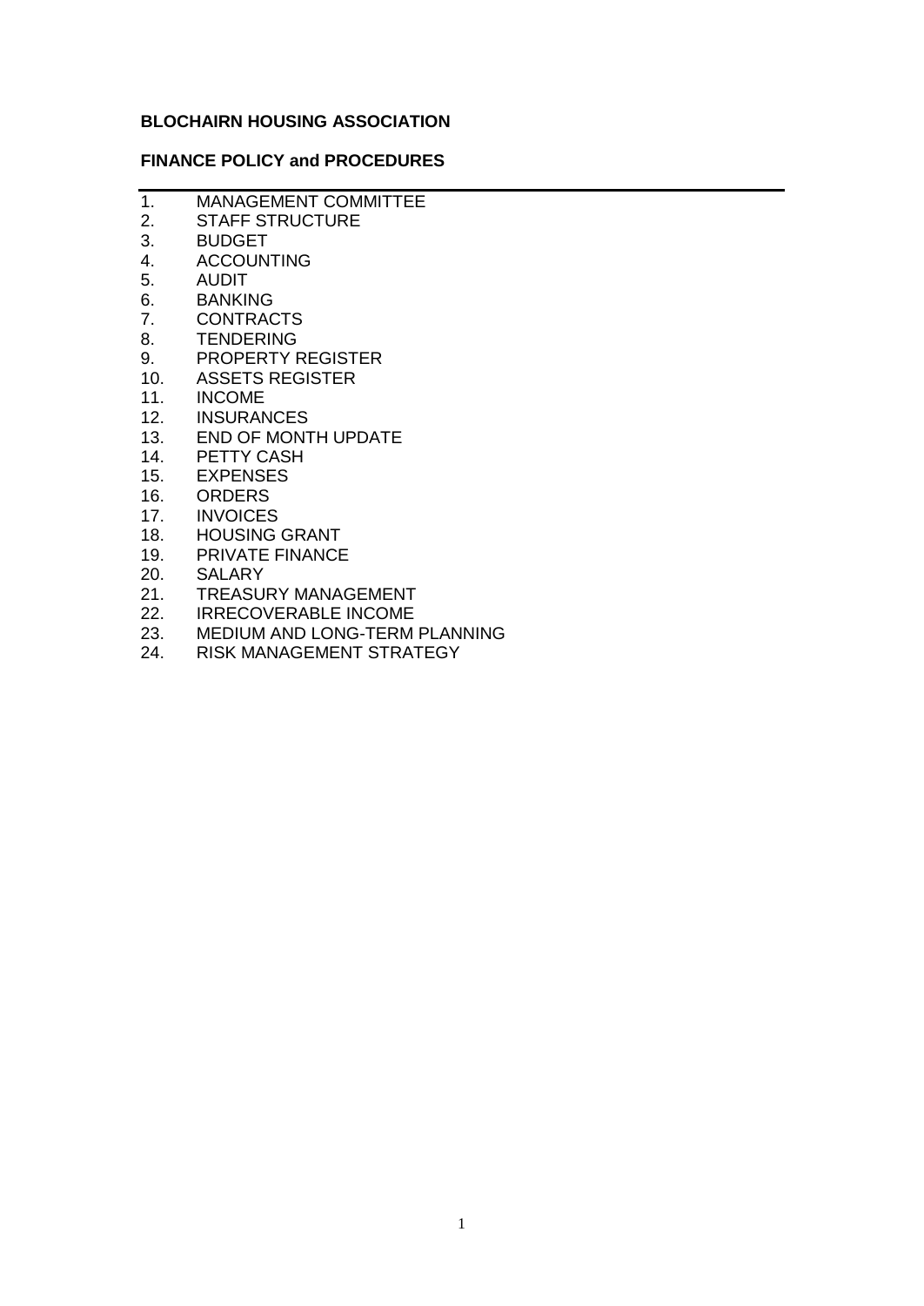**BLOCHAIRN HOUSING ASSOCIATION**

**FINANCE POLICY and PROCEDURES**

---

1. MANAGEMENT COMMITTEE
2. STAFF STRUCTURE
3. BUDGET
4. ACCOUNTING
5. AUDIT
6. BANKING
7. CONTRACTS
8. TENDERING
9. PROPERTY REGISTER
10. ASSETS REGISTER
11. INCOME
12. INSURANCES
13. END OF MONTH UPDATE
14. PETTY CASH
15. EXPENSES
16. ORDERS
17. INVOICES
18. HOUSING GRANT
19. PRIVATE FINANCE
20. SALARY
21. TREASURY MANAGEMENT
22. IRRECOVERABLE INCOME
23. MEDIUM AND LONG-TERM PLANNING
24. RISK MANAGEMENT STRATEGY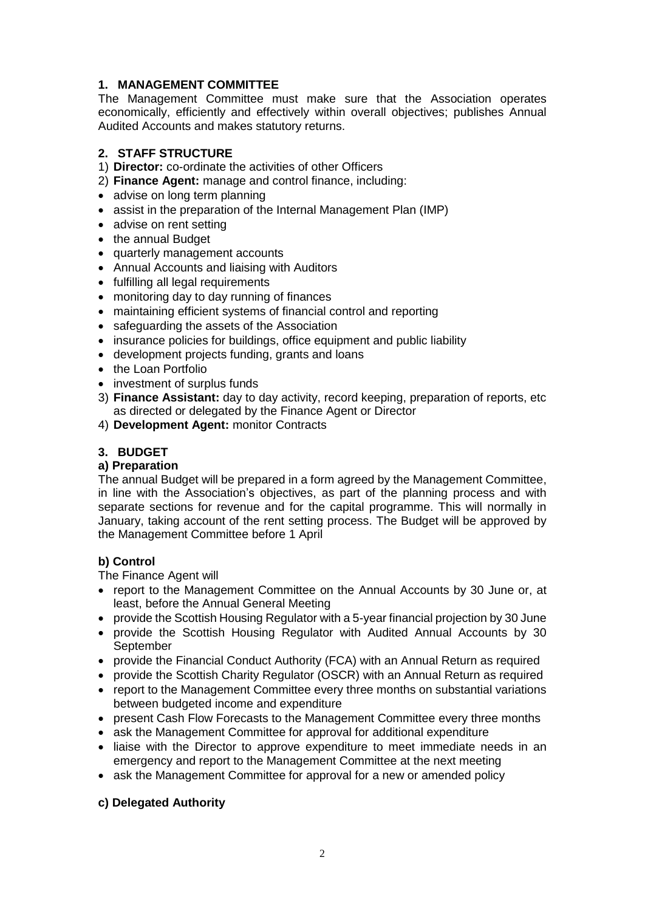## 1. MANAGEMENT COMMITTEE

The Management Committee must make sure that the Association operates economically, efficiently and effectively within overall objectives; publishes Annual Audited Accounts and makes statutory returns.

## 2. STAFF STRUCTURE

1) **Director:** co-ordinate the activities of other Officers
2) **Finance Agent:** manage and control finance, including:
   - advise on long term planning
   - assist in the preparation of the Internal Management Plan (IMP)
   - advise on rent setting
   - the annual Budget
   - quarterly management accounts
   - Annual Accounts and liaising with Auditors
   - fulfilling all legal requirements
   - monitoring day to day running of finances
   - maintaining efficient systems of financial control and reporting
   - safeguarding the assets of the Association
   - insurance policies for buildings, office equipment and public liability
   - development projects funding, grants and loans
   - the Loan Portfolio
   - investment of surplus funds
3) **Finance Assistant:** day to day activity, record keeping, preparation of reports, etc as directed or delegated by the Finance Agent or Director
4) **Development Agent:** monitor Contracts

## 3. BUDGET

### a) Preparation

The annual Budget will be prepared in a form agreed by the Management Committee, in line with the Association's objectives, as part of the planning process and with separate sections for revenue and for the capital programme. This will normally in January, taking account of the rent setting process. The Budget will be approved by the Management Committee before 1 April

### b) Control

The Finance Agent will

- report to the Management Committee on the Annual Accounts by 30 June or, at least, before the Annual General Meeting
- provide the Scottish Housing Regulator with a 5-year financial projection by 30 June
- provide the Scottish Housing Regulator with Audited Annual Accounts by 30 September
- provide the Financial Conduct Authority (FCA) with an Annual Return as required
- provide the Scottish Charity Regulator (OSCR) with an Annual Return as required
- report to the Management Committee every three months on substantial variations between budgeted income and expenditure
- present Cash Flow Forecasts to the Management Committee every three months
- ask the Management Committee for approval for additional expenditure
- liaise with the Director to approve expenditure to meet immediate needs in an emergency and report to the Management Committee at the next meeting
- ask the Management Committee for approval for a new or amended policy

### c) Delegated Authority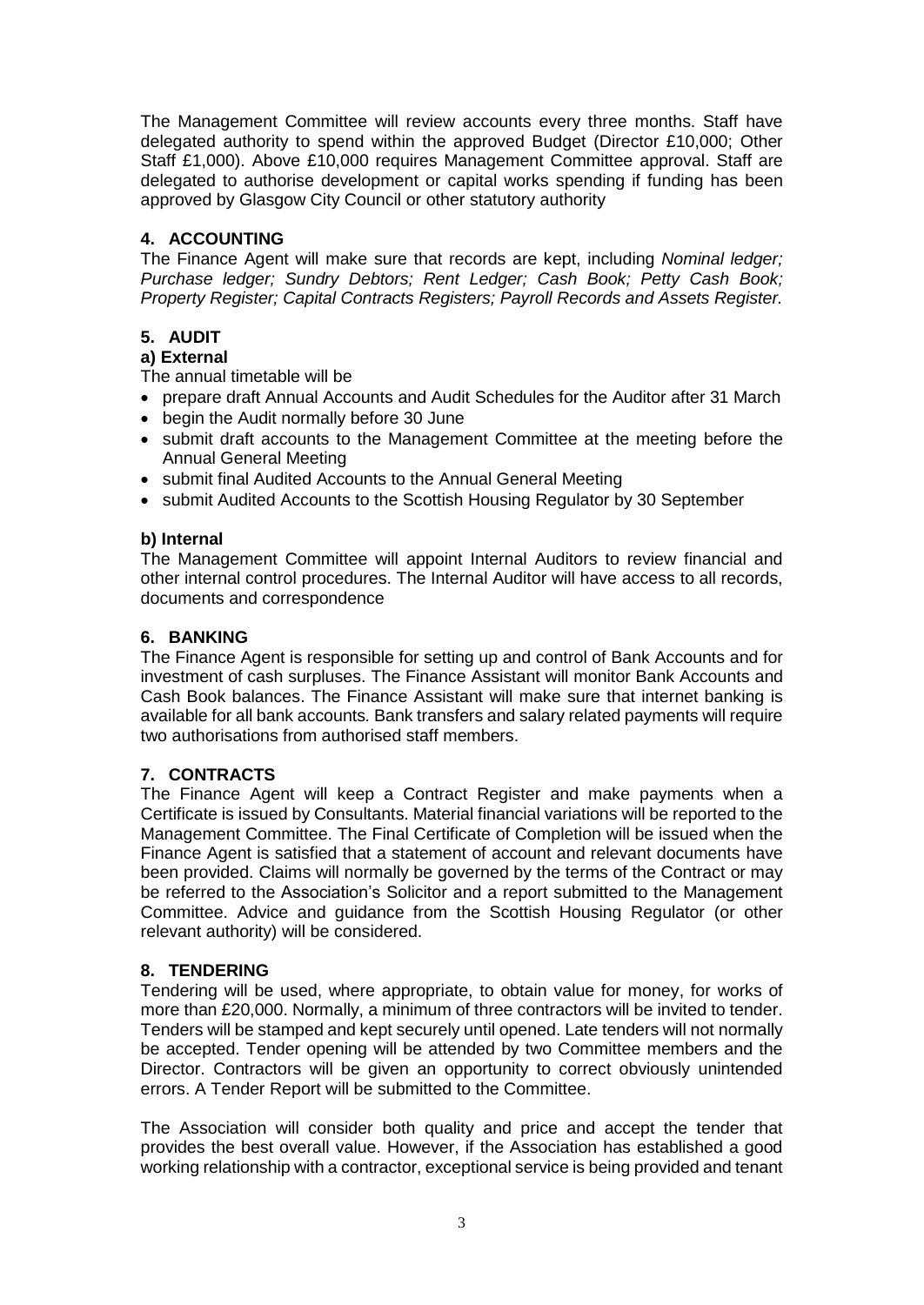The Management Committee will review accounts every three months. Staff have delegated authority to spend within the approved Budget (Director £10,000; Other Staff £1,000). Above £10,000 requires Management Committee approval. Staff are delegated to authorise development or capital works spending if funding has been approved by Glasgow City Council or other statutory authority

## 4. ACCOUNTING

The Finance Agent will make sure that records are kept, including *Nominal ledger; Purchase ledger; Sundry Debtors; Rent Ledger; Cash Book; Petty Cash Book; Property Register; Capital Contracts Registers; Payroll Records and Assets Register.*

## 5. AUDIT

### a) External

The annual timetable will be

- prepare draft Annual Accounts and Audit Schedules for the Auditor after 31 March
- begin the Audit normally before 30 June
- submit draft accounts to the Management Committee at the meeting before the Annual General Meeting
- submit final Audited Accounts to the Annual General Meeting
- submit Audited Accounts to the Scottish Housing Regulator by 30 September

### b) Internal

The Management Committee will appoint Internal Auditors to review financial and other internal control procedures. The Internal Auditor will have access to all records, documents and correspondence

## 6. BANKING

The Finance Agent is responsible for setting up and control of Bank Accounts and for investment of cash surpluses. The Finance Assistant will monitor Bank Accounts and Cash Book balances. The Finance Assistant will make sure that internet banking is available for all bank accounts. Bank transfers and salary related payments will require two authorisations from authorised staff members.

## 7. CONTRACTS

The Finance Agent will keep a Contract Register and make payments when a Certificate is issued by Consultants. Material financial variations will be reported to the Management Committee. The Final Certificate of Completion will be issued when the Finance Agent is satisfied that a statement of account and relevant documents have been provided. Claims will normally be governed by the terms of the Contract or may be referred to the Association's Solicitor and a report submitted to the Management Committee. Advice and guidance from the Scottish Housing Regulator (or other relevant authority) will be considered.

## 8. TENDERING

Tendering will be used, where appropriate, to obtain value for money, for works of more than £20,000. Normally, a minimum of three contractors will be invited to tender. Tenders will be stamped and kept securely until opened. Late tenders will not normally be accepted. Tender opening will be attended by two Committee members and the Director. Contractors will be given an opportunity to correct obviously unintended errors. A Tender Report will be submitted to the Committee.

The Association will consider both quality and price and accept the tender that provides the best overall value. However, if the Association has established a good working relationship with a contractor, exceptional service is being provided and tenant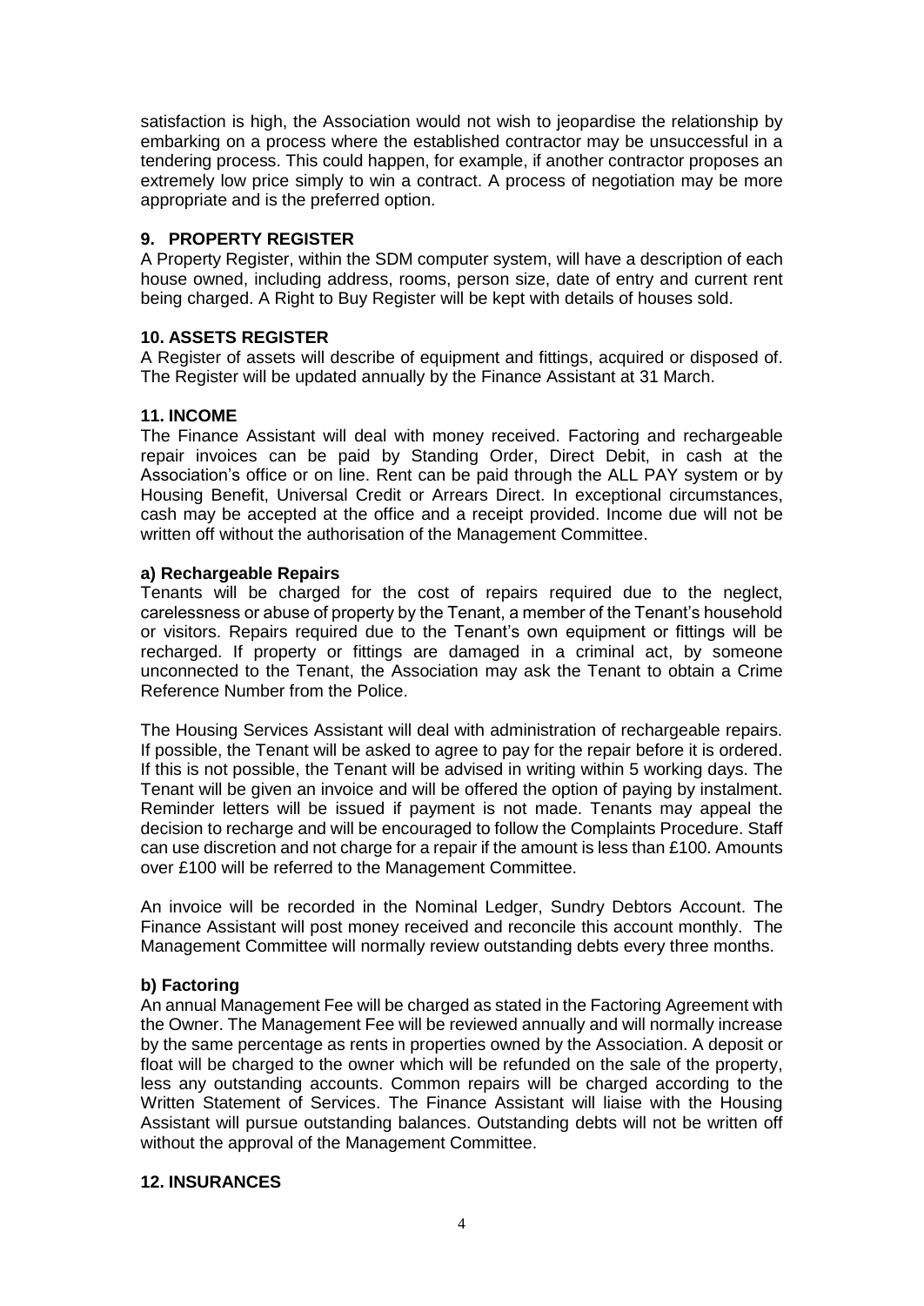satisfaction is high, the Association would not wish to jeopardise the relationship by embarking on a process where the established contractor may be unsuccessful in a tendering process. This could happen, for example, if another contractor proposes an extremely low price simply to win a contract. A process of negotiation may be more appropriate and is the preferred option.

## 9. PROPERTY REGISTER

A Property Register, within the SDM computer system, will have a description of each house owned, including address, rooms, person size, date of entry and current rent being charged. A Right to Buy Register will be kept with details of houses sold.

## 10. ASSETS REGISTER

A Register of assets will describe of equipment and fittings, acquired or disposed of. The Register will be updated annually by the Finance Assistant at 31 March.

## 11. INCOME

The Finance Assistant will deal with money received. Factoring and rechargeable repair invoices can be paid by Standing Order, Direct Debit, in cash at the Association's office or on line. Rent can be paid through the ALL PAY system or by Housing Benefit, Universal Credit or Arrears Direct. In exceptional circumstances, cash may be accepted at the office and a receipt provided. Income due will not be written off without the authorisation of the Management Committee.

### a) Rechargeable Repairs

Tenants will be charged for the cost of repairs required due to the neglect, carelessness or abuse of property by the Tenant, a member of the Tenant's household or visitors. Repairs required due to the Tenant's own equipment or fittings will be recharged. If property or fittings are damaged in a criminal act, by someone unconnected to the Tenant, the Association may ask the Tenant to obtain a Crime Reference Number from the Police.

The Housing Services Assistant will deal with administration of rechargeable repairs. If possible, the Tenant will be asked to agree to pay for the repair before it is ordered. If this is not possible, the Tenant will be advised in writing within 5 working days. The Tenant will be given an invoice and will be offered the option of paying by instalment. Reminder letters will be issued if payment is not made. Tenants may appeal the decision to recharge and will be encouraged to follow the Complaints Procedure. Staff can use discretion and not charge for a repair if the amount is less than £100. Amounts over £100 will be referred to the Management Committee.

An invoice will be recorded in the Nominal Ledger, Sundry Debtors Account. The Finance Assistant will post money received and reconcile this account monthly. The Management Committee will normally review outstanding debts every three months.

### b) Factoring

An annual Management Fee will be charged as stated in the Factoring Agreement with the Owner. The Management Fee will be reviewed annually and will normally increase by the same percentage as rents in properties owned by the Association. A deposit or float will be charged to the owner which will be refunded on the sale of the property, less any outstanding accounts. Common repairs will be charged according to the Written Statement of Services. The Finance Assistant will liaise with the Housing Assistant will pursue outstanding balances. Outstanding debts will not be written off without the approval of the Management Committee.

## 12. INSURANCES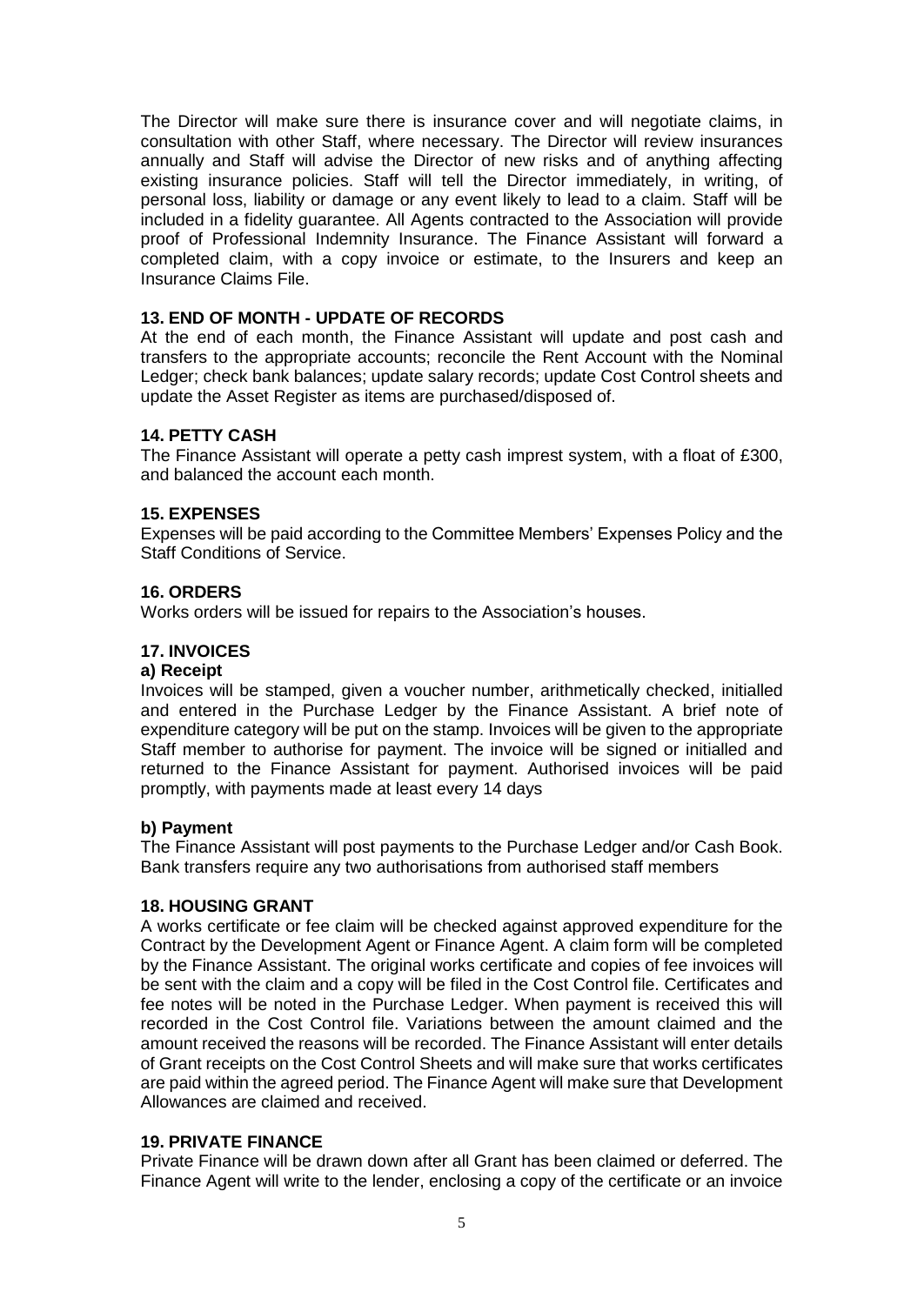The Director will make sure there is insurance cover and will negotiate claims, in consultation with other Staff, where necessary. The Director will review insurances annually and Staff will advise the Director of new risks and of anything affecting existing insurance policies. Staff will tell the Director immediately, in writing, of personal loss, liability or damage or any event likely to lead to a claim. Staff will be included in a fidelity guarantee. All Agents contracted to the Association will provide proof of Professional Indemnity Insurance. The Finance Assistant will forward a completed claim, with a copy invoice or estimate, to the Insurers and keep an Insurance Claims File.

**13. END OF MONTH - UPDATE OF RECORDS**

At the end of each month, the Finance Assistant will update and post cash and transfers to the appropriate accounts; reconcile the Rent Account with the Nominal Ledger; check bank balances; update salary records; update Cost Control sheets and update the Asset Register as items are purchased/disposed of.

**14. PETTY CASH**

The Finance Assistant will operate a petty cash imprest system, with a float of £300, and balanced the account each month.

**15. EXPENSES**

Expenses will be paid according to the Committee Members' Expenses Policy and the Staff Conditions of Service.

**16. ORDERS**

Works orders will be issued for repairs to the Association's houses.

**17. INVOICES**

**a) Receipt**

Invoices will be stamped, given a voucher number, arithmetically checked, initialled and entered in the Purchase Ledger by the Finance Assistant. A brief note of expenditure category will be put on the stamp. Invoices will be given to the appropriate Staff member to authorise for payment. The invoice will be signed or initialled and returned to the Finance Assistant for payment. Authorised invoices will be paid promptly, with payments made at least every 14 days

**b) Payment**

The Finance Assistant will post payments to the Purchase Ledger and/or Cash Book. Bank transfers require any two authorisations from authorised staff members

**18. HOUSING GRANT**

A works certificate or fee claim will be checked against approved expenditure for the Contract by the Development Agent or Finance Agent. A claim form will be completed by the Finance Assistant. The original works certificate and copies of fee invoices will be sent with the claim and a copy will be filed in the Cost Control file. Certificates and fee notes will be noted in the Purchase Ledger. When payment is received this will recorded in the Cost Control file. Variations between the amount claimed and the amount received the reasons will be recorded. The Finance Assistant will enter details of Grant receipts on the Cost Control Sheets and will make sure that works certificates are paid within the agreed period. The Finance Agent will make sure that Development Allowances are claimed and received.

**19. PRIVATE FINANCE**

Private Finance will be drawn down after all Grant has been claimed or deferred. The Finance Agent will write to the lender, enclosing a copy of the certificate or an invoice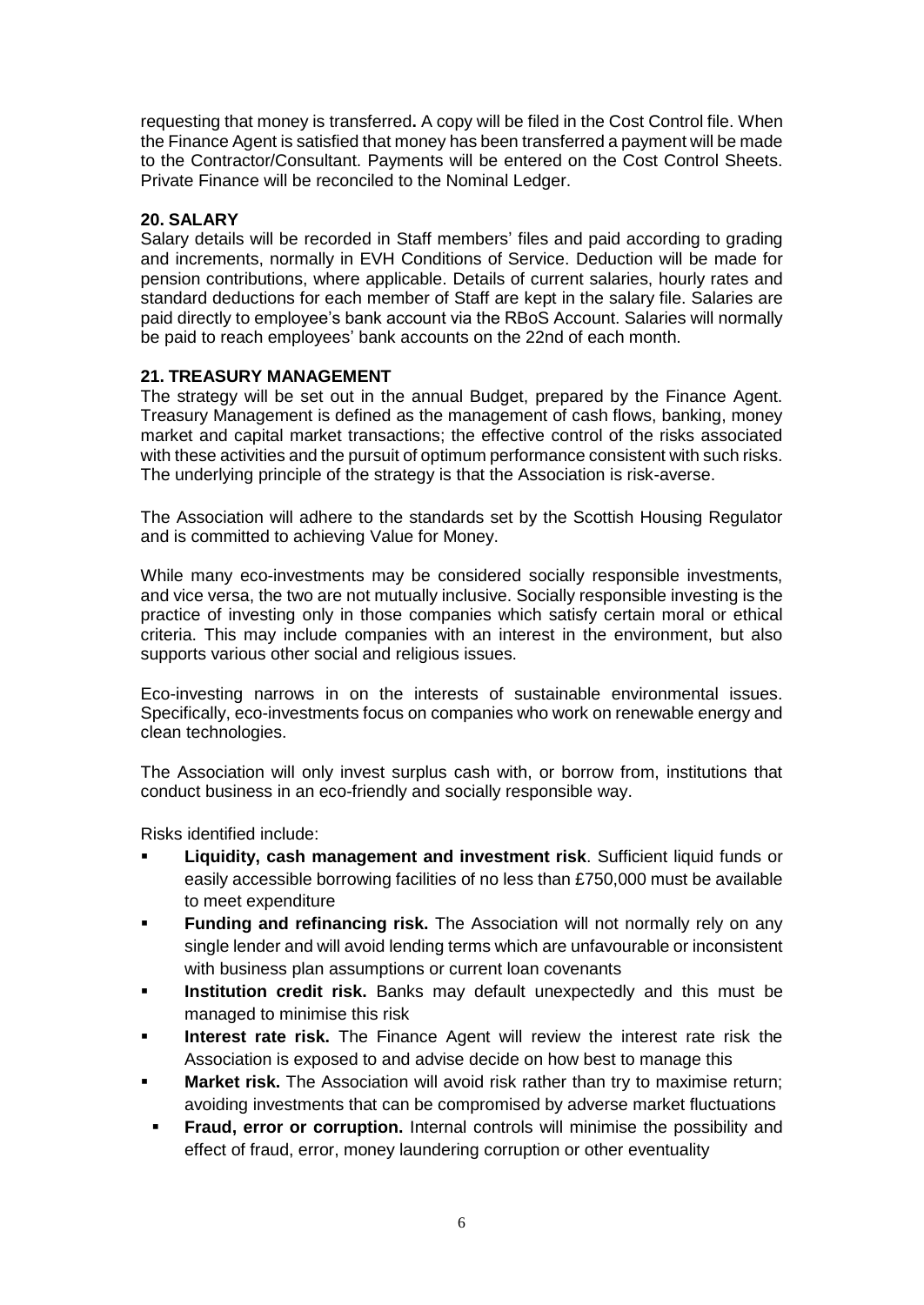requesting that money is transferred**.** A copy will be filed in the Cost Control file. When the Finance Agent is satisfied that money has been transferred a payment will be made to the Contractor/Consultant. Payments will be entered on the Cost Control Sheets. Private Finance will be reconciled to the Nominal Ledger.

**20. SALARY**

Salary details will be recorded in Staff members' files and paid according to grading and increments, normally in EVH Conditions of Service. Deduction will be made for pension contributions, where applicable. Details of current salaries, hourly rates and standard deductions for each member of Staff are kept in the salary file. Salaries are paid directly to employee's bank account via the RBoS Account. Salaries will normally be paid to reach employees' bank accounts on the 22nd of each month.

**21. TREASURY MANAGEMENT**

The strategy will be set out in the annual Budget, prepared by the Finance Agent. Treasury Management is defined as the management of cash flows, banking, money market and capital market transactions; the effective control of the risks associated with these activities and the pursuit of optimum performance consistent with such risks. The underlying principle of the strategy is that the Association is risk-averse.

The Association will adhere to the standards set by the Scottish Housing Regulator and is committed to achieving Value for Money.

While many eco-investments may be considered socially responsible investments, and vice versa, the two are not mutually inclusive. Socially responsible investing is the practice of investing only in those companies which satisfy certain moral or ethical criteria. This may include companies with an interest in the environment, but also supports various other social and religious issues.

Eco-investing narrows in on the interests of sustainable environmental issues. Specifically, eco-investments focus on companies who work on renewable energy and clean technologies.

The Association will only invest surplus cash with, or borrow from, institutions that conduct business in an eco-friendly and socially responsible way.

Risks identified include:

- **Liquidity, cash management and investment risk**. Sufficient liquid funds or easily accessible borrowing facilities of no less than £750,000 must be available to meet expenditure
- **Funding and refinancing risk.** The Association will not normally rely on any single lender and will avoid lending terms which are unfavourable or inconsistent with business plan assumptions or current loan covenants
- **Institution credit risk.** Banks may default unexpectedly and this must be managed to minimise this risk
- **Interest rate risk.** The Finance Agent will review the interest rate risk the Association is exposed to and advise decide on how best to manage this
- **Market risk.** The Association will avoid risk rather than try to maximise return; avoiding investments that can be compromised by adverse market fluctuations
- **Fraud, error or corruption.** Internal controls will minimise the possibility and effect of fraud, error, money laundering corruption or other eventuality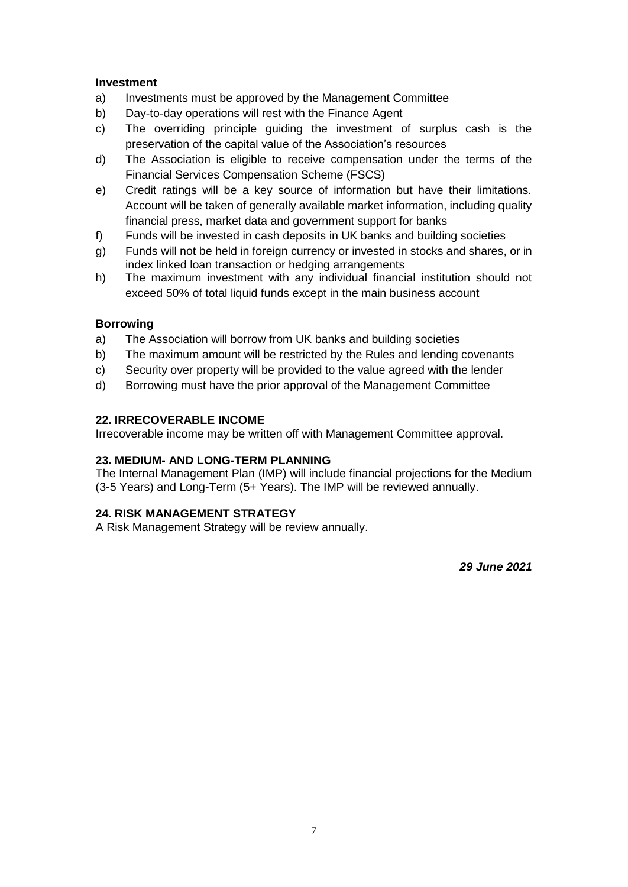**Investment**

a) Investments must be approved by the Management Committee
b) Day-to-day operations will rest with the Finance Agent
c) The overriding principle guiding the investment of surplus cash is the preservation of the capital value of the Association's resources
d) The Association is eligible to receive compensation under the terms of the Financial Services Compensation Scheme (FSCS)
e) Credit ratings will be a key source of information but have their limitations. Account will be taken of generally available market information, including quality financial press, market data and government support for banks
f) Funds will be invested in cash deposits in UK banks and building societies
g) Funds will not be held in foreign currency or invested in stocks and shares, or in index linked loan transaction or hedging arrangements
h) The maximum investment with any individual financial institution should not exceed 50% of total liquid funds except in the main business account

**Borrowing**

a) The Association will borrow from UK banks and building societies
b) The maximum amount will be restricted by the Rules and lending covenants
c) Security over property will be provided to the value agreed with the lender
d) Borrowing must have the prior approval of the Management Committee

## 22. IRRECOVERABLE INCOME

Irrecoverable income may be written off with Management Committee approval.

## 23. MEDIUM- AND LONG-TERM PLANNING

The Internal Management Plan (IMP) will include financial projections for the Medium (3-5 Years) and Long-Term (5+ Years). The IMP will be reviewed annually.

## 24. RISK MANAGEMENT STRATEGY

A Risk Management Strategy will be review annually.

***29 June 2021***